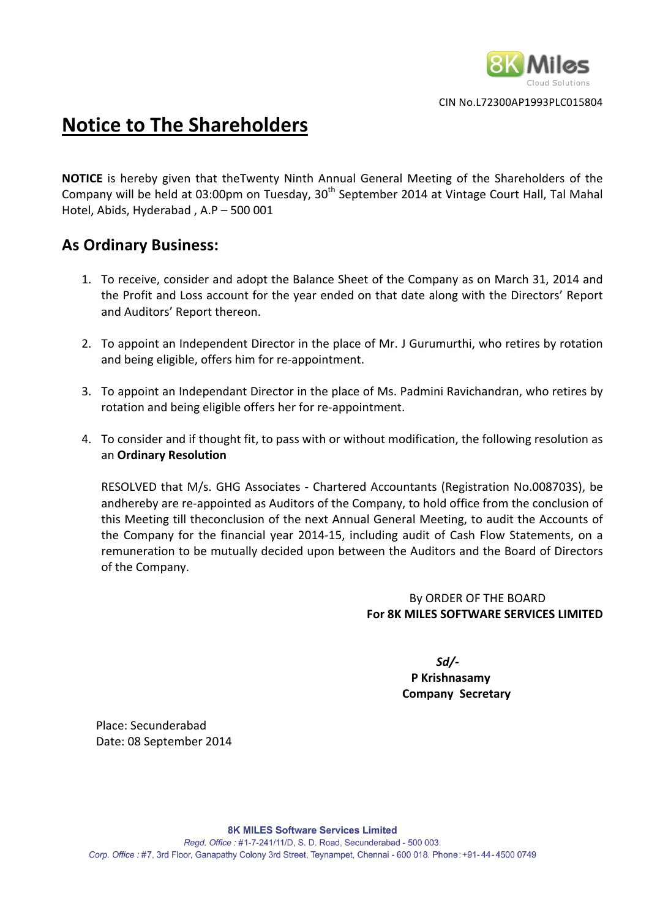CIN No.L72300AP1993PLC015804

# Notice to The Shareholders

**NOTICE** is hereby given that theTwenty Ninth Annual General Meeting of the Shareholders of the Company will be held at 03:00pm on Tuesday, 30th September 2014 at Vintage Court Hall, Tal Mahal Hotel, Abids, Hyderabad , A.P – 500 001

## As Ordinary Business:

1. To receive, consider and adopt the Balance Sheet of the Company as on March 31, 2014 and the Profit and Loss account for the year ended on that date along with the Directors' Report and Auditors' Report thereon.

2. To appoint an Independent Director in the place of Mr. J Gurumurthi, who retires by rotation and being eligible, offers him for re-appointment.

3. To appoint an Independant Director in the place of Ms. Padmini Ravichandran, who retires by rotation and being eligible offers her for re-appointment.

4. To consider and if thought fit, to pass with or without modification, the following resolution as an **Ordinary Resolution**

   RESOLVED that M/s. GHG Associates - Chartered Accountants (Registration No.008703S), be andhereby are re-appointed as Auditors of the Company, to hold office from the conclusion of this Meeting till theconclusion of the next Annual General Meeting, to audit the Accounts of the Company for the financial year 2014-15, including audit of Cash Flow Statements, on a remuneration to be mutually decided upon between the Auditors and the Board of Directors of the Company.

By ORDER OF THE BOARD
**For 8K MILES SOFTWARE SERVICES LIMITED**

***Sd/-***
**P Krishnasamy**
**Company Secretary**

Place: Secunderabad
Date: 08 September 2014

**8K MILES Software Services Limited**
*Regd. Office :* #1-7-241/11/D, S. D. Road, Secunderabad - 500 003.
*Corp. Office :* #7, 3rd Floor, Ganapathy Colony 3rd Street, Teynampet, Chennai - 600 018. Phone: +91-44-4500 0749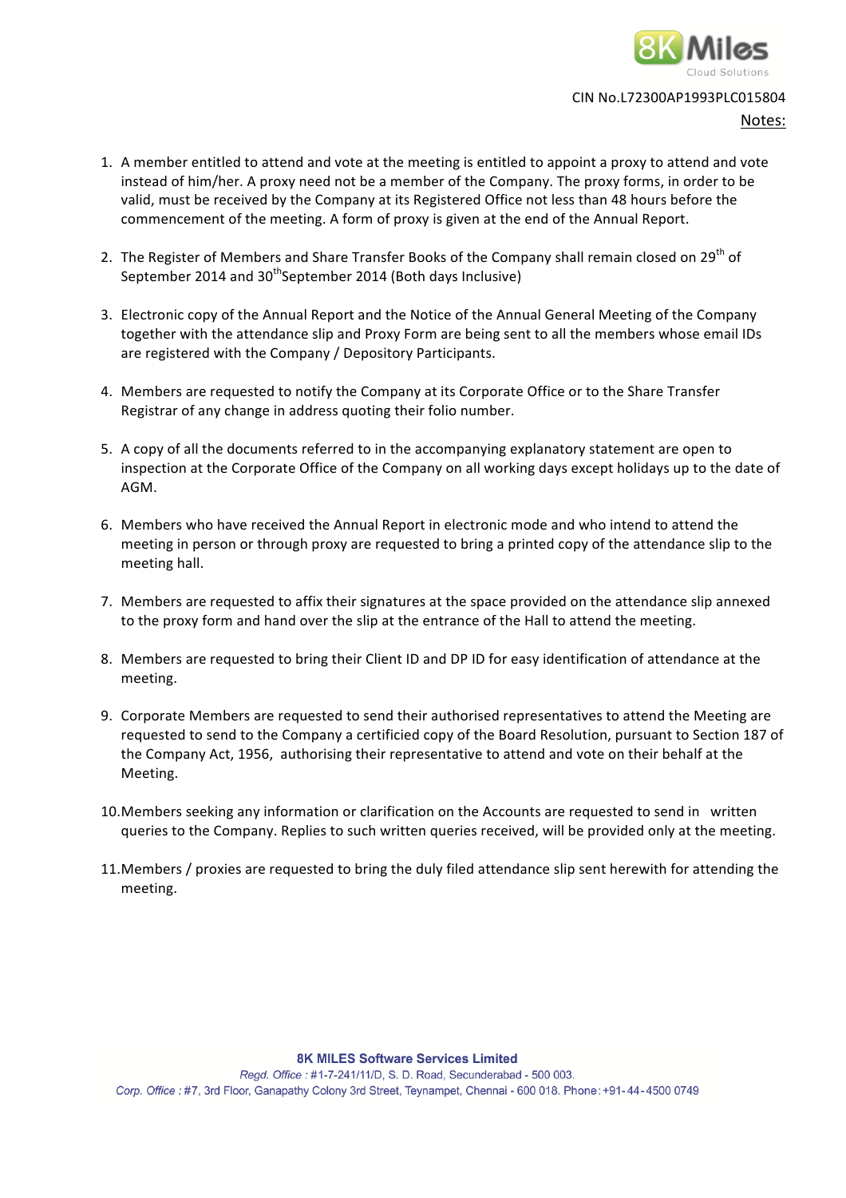CIN No.L72300AP1993PLC015804

## Notes:

1. A member entitled to attend and vote at the meeting is entitled to appoint a proxy to attend and vote instead of him/her. A proxy need not be a member of the Company. The proxy forms, in order to be valid, must be received by the Company at its Registered Office not less than 48 hours before the commencement of the meeting. A form of proxy is given at the end of the Annual Report.

2. The Register of Members and Share Transfer Books of the Company shall remain closed on 29th of September 2014 and 30thSeptember 2014 (Both days Inclusive)

3. Electronic copy of the Annual Report and the Notice of the Annual General Meeting of the Company together with the attendance slip and Proxy Form are being sent to all the members whose email IDs are registered with the Company / Depository Participants.

4. Members are requested to notify the Company at its Corporate Office or to the Share Transfer Registrar of any change in address quoting their folio number.

5. A copy of all the documents referred to in the accompanying explanatory statement are open to inspection at the Corporate Office of the Company on all working days except holidays up to the date of AGM.

6. Members who have received the Annual Report in electronic mode and who intend to attend the meeting in person or through proxy are requested to bring a printed copy of the attendance slip to the meeting hall.

7. Members are requested to affix their signatures at the space provided on the attendance slip annexed to the proxy form and hand over the slip at the entrance of the Hall to attend the meeting.

8. Members are requested to bring their Client ID and DP ID for easy identification of attendance at the meeting.

9. Corporate Members are requested to send their authorised representatives to attend the Meeting are requested to send to the Company a certificied copy of the Board Resolution, pursuant to Section 187 of the Company Act, 1956, authorising their representative to attend and vote on their behalf at the Meeting.

10. Members seeking any information or clarification on the Accounts are requested to send in written queries to the Company. Replies to such written queries received, will be provided only at the meeting.

11. Members / proxies are requested to bring the duly filed attendance slip sent herewith for attending the meeting.

**8K MILES Software Services Limited**
*Regd. Office :* #1-7-241/11/D, S. D. Road, Secunderabad - 500 003.
*Corp. Office :* #7, 3rd Floor, Ganapathy Colony 3rd Street, Teynampet, Chennai - 600 018. Phone: +91-44-4500 0749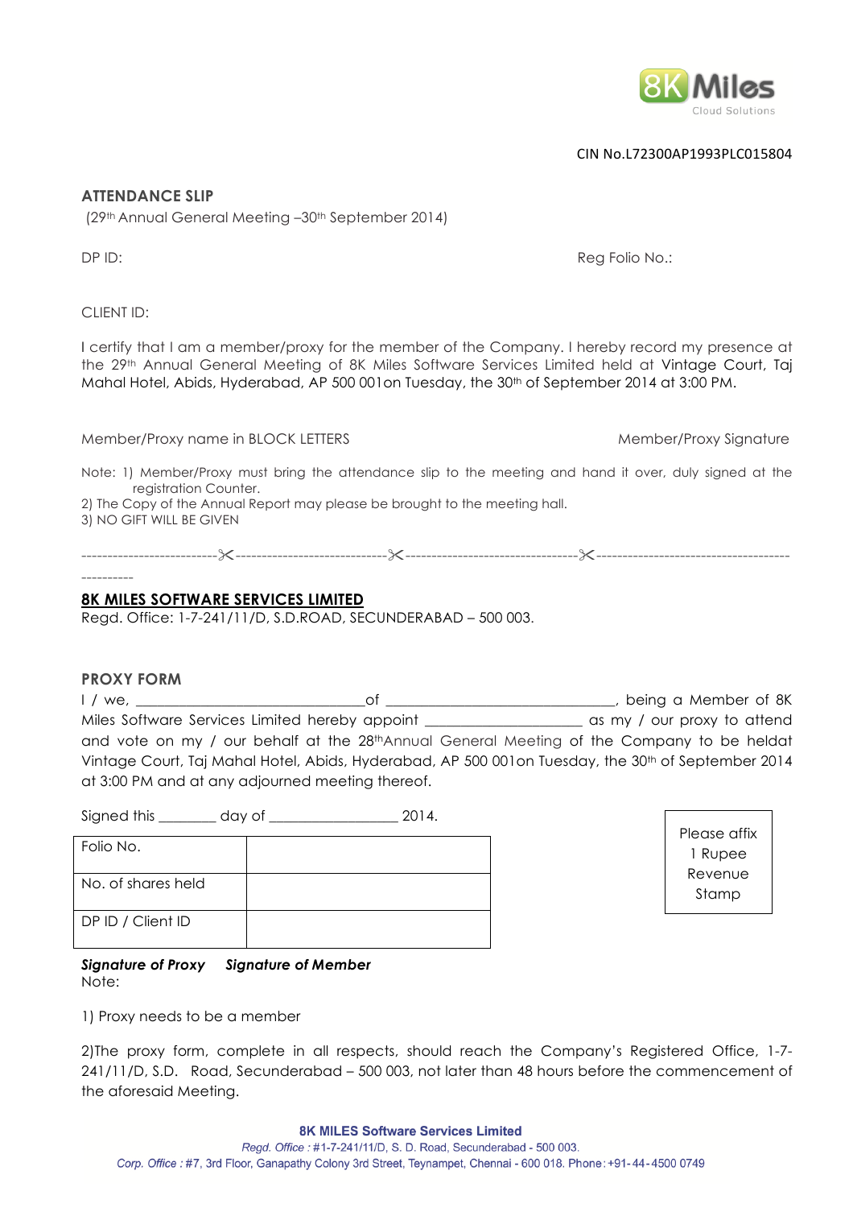8K Miles Cloud Solutions

CIN No.L72300AP1993PLC015804

## ATTENDANCE SLIP

(29th Annual General Meeting –30th September 2014)

DP ID: Reg Folio No.:

CLIENT ID:

I certify that I am a member/proxy for the member of the Company. I hereby record my presence at the 29th Annual General Meeting of 8K Miles Software Services Limited held at Vintage Court, Taj Mahal Hotel, Abids, Hyderabad, AP 500 001on Tuesday, the 30th of September 2014 at 3:00 PM.

Member/Proxy name in BLOCK LETTERS Member/Proxy Signature

Note: 1) Member/Proxy must bring the attendance slip to the meeting and hand it over, duly signed at the registration Counter.

2) The Copy of the Annual Report may please be brought to the meeting hall.

3) NO GIFT WILL BE GIVEN

--------------------------✂-----------------------------✂---------------------------------✂-------------------------------------------------

## 8K MILES SOFTWARE SERVICES LIMITED

Regd. Office: 1-7-241/11/D, S.D.ROAD, SECUNDERABAD – 500 003.

## PROXY FORM

I / we, _______________________________of _______________________________, being a Member of 8K Miles Software Services Limited hereby appoint _____________________ as my / our proxy to attend and vote on my / our behalf at the 28thAnnual General Meeting of the Company to be heldat Vintage Court, Taj Mahal Hotel, Abids, Hyderabad, AP 500 001on Tuesday, the 30th of September 2014 at 3:00 PM and at any adjourned meeting thereof.

Signed this ________ day of _________________ 2014.

| | |
|---|---|
| Folio No. | |
| No. of shares held | |
| DP ID / Client ID | |

Please affix 1 Rupee Revenue Stamp

***Signature of Proxy*** ***Signature of Member***

Note:

1) Proxy needs to be a member

2)The proxy form, complete in all respects, should reach the Company's Registered Office, 1-7-241/11/D, S.D. Road, Secunderabad – 500 003, not later than 48 hours before the commencement of the aforesaid Meeting.

**8K MILES Software Services Limited**

*Regd. Office :* #1-7-241/11/D, S. D. Road, Secunderabad - 500 003.

*Corp. Office :* #7, 3rd Floor, Ganapathy Colony 3rd Street, Teynampet, Chennai - 600 018. Phone:+91-44-4500 0749